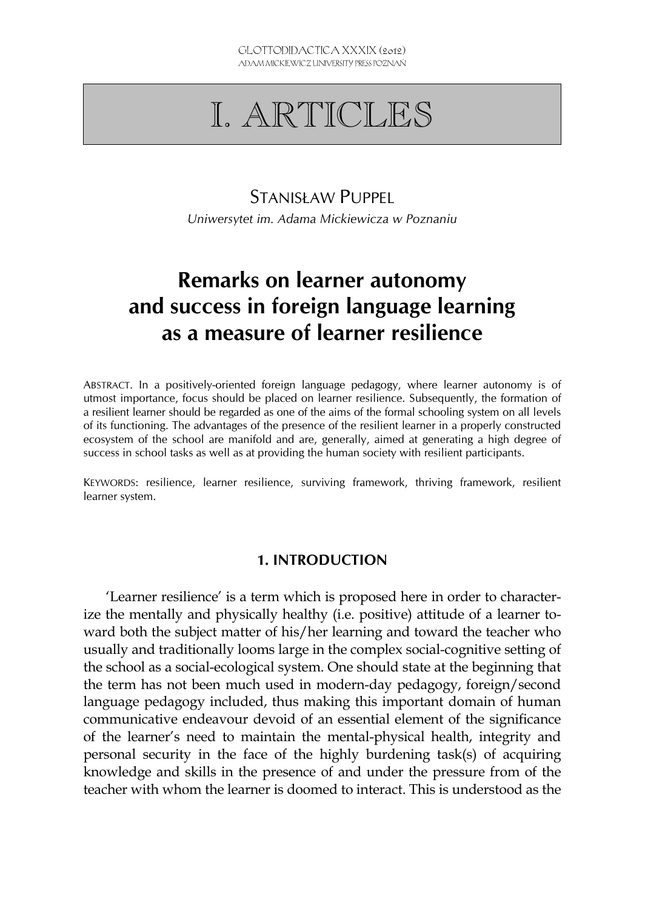# I. ARTICLES

STANISŁAW PUPPEL

*Uniwersytet im. Adama Mickiewicza w Poznaniu*

## Remarks on learner autonomy and success in foreign language learning as a measure of learner resilience

ABSTRACT. In a positively-oriented foreign language pedagogy, where learner autonomy is of utmost importance, focus should be placed on learner resilience. Subsequently, the formation of a resilient learner should be regarded as one of the aims of the formal schooling system on all levels of its functioning. The advantages of the presence of the resilient learner in a properly constructed ecosystem of the school are manifold and are, generally, aimed at generating a high degree of success in school tasks as well as at providing the human society with resilient participants.

KEYWORDS: resilience, learner resilience, surviving framework, thriving framework, resilient learner system.

### 1. INTRODUCTION

'Learner resilience' is a term which is proposed here in order to characterize the mentally and physically healthy (i.e. positive) attitude of a learner toward both the subject matter of his/her learning and toward the teacher who usually and traditionally looms large in the complex social-cognitive setting of the school as a social-ecological system. One should state at the beginning that the term has not been much used in modern-day pedagogy, foreign/second language pedagogy included, thus making this important domain of human communicative endeavour devoid of an essential element of the significance of the learner's need to maintain the mental-physical health, integrity and personal security in the face of the highly burdening task(s) of acquiring knowledge and skills in the presence of and under the pressure from of the teacher with whom the learner is doomed to interact. This is understood as the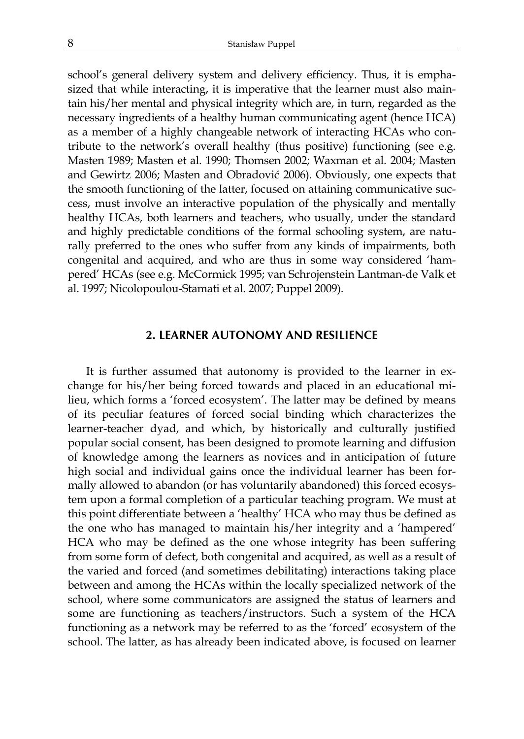school's general delivery system and delivery efficiency. Thus, it is emphasized that while interacting, it is imperative that the learner must also maintain his/her mental and physical integrity which are, in turn, regarded as the necessary ingredients of a healthy human communicating agent (hence HCA) as a member of a highly changeable network of interacting HCAs who contribute to the network's overall healthy (thus positive) functioning (see e.g. Masten 1989; Masten et al. 1990; Thomsen 2002; Waxman et al. 2004; Masten and Gewirtz 2006; Masten and Obradović 2006). Obviously, one expects that the smooth functioning of the latter, focused on attaining communicative success, must involve an interactive population of the physically and mentally healthy HCAs, both learners and teachers, who usually, under the standard and highly predictable conditions of the formal schooling system, are naturally preferred to the ones who suffer from any kinds of impairments, both congenital and acquired, and who are thus in some way considered 'hampered' HCAs (see e.g. McCormick 1995; van Schrojenstein Lantman-de Valk et al. 1997; Nicolopoulou-Stamati et al. 2007; Puppel 2009).

## 2. LEARNER AUTONOMY AND RESILIENCE

It is further assumed that autonomy is provided to the learner in exchange for his/her being forced towards and placed in an educational milieu, which forms a 'forced ecosystem'. The latter may be defined by means of its peculiar features of forced social binding which characterizes the learner-teacher dyad, and which, by historically and culturally justified popular social consent, has been designed to promote learning and diffusion of knowledge among the learners as novices and in anticipation of future high social and individual gains once the individual learner has been formally allowed to abandon (or has voluntarily abandoned) this forced ecosystem upon a formal completion of a particular teaching program. We must at this point differentiate between a 'healthy' HCA who may thus be defined as the one who has managed to maintain his/her integrity and a 'hampered' HCA who may be defined as the one whose integrity has been suffering from some form of defect, both congenital and acquired, as well as a result of the varied and forced (and sometimes debilitating) interactions taking place between and among the HCAs within the locally specialized network of the school, where some communicators are assigned the status of learners and some are functioning as teachers/instructors. Such a system of the HCA functioning as a network may be referred to as the 'forced' ecosystem of the school. The latter, as has already been indicated above, is focused on learner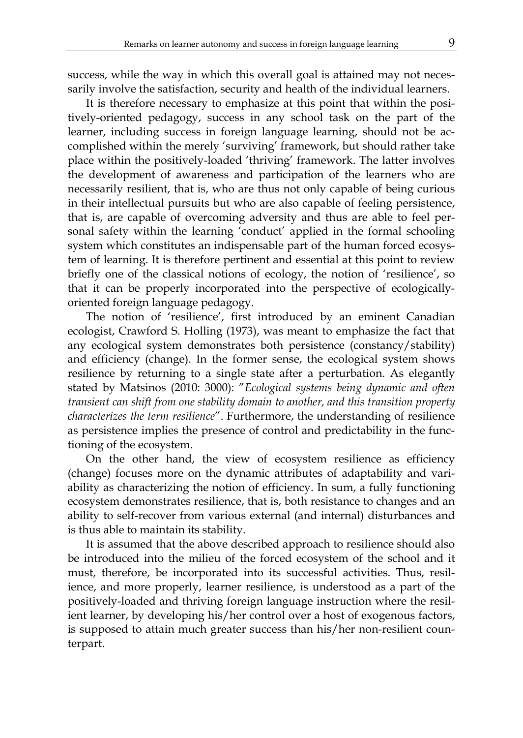success, while the way in which this overall goal is attained may not necessarily involve the satisfaction, security and health of the individual learners.

It is therefore necessary to emphasize at this point that within the positively-oriented pedagogy, success in any school task on the part of the learner, including success in foreign language learning, should not be accomplished within the merely 'surviving' framework, but should rather take place within the positively-loaded 'thriving' framework. The latter involves the development of awareness and participation of the learners who are necessarily resilient, that is, who are thus not only capable of being curious in their intellectual pursuits but who are also capable of feeling persistence, that is, are capable of overcoming adversity and thus are able to feel personal safety within the learning 'conduct' applied in the formal schooling system which constitutes an indispensable part of the human forced ecosystem of learning. It is therefore pertinent and essential at this point to review briefly one of the classical notions of ecology, the notion of 'resilience', so that it can be properly incorporated into the perspective of ecologically-oriented foreign language pedagogy.

The notion of 'resilience', first introduced by an eminent Canadian ecologist, Crawford S. Holling (1973), was meant to emphasize the fact that any ecological system demonstrates both persistence (constancy/stability) and efficiency (change). In the former sense, the ecological system shows resilience by returning to a single state after a perturbation. As elegantly stated by Matsinos (2010: 3000): "*Ecological systems being dynamic and often transient can shift from one stability domain to another, and this transition property characterizes the term resilience*". Furthermore, the understanding of resilience as persistence implies the presence of control and predictability in the functioning of the ecosystem.

On the other hand, the view of ecosystem resilience as efficiency (change) focuses more on the dynamic attributes of adaptability and variability as characterizing the notion of efficiency. In sum, a fully functioning ecosystem demonstrates resilience, that is, both resistance to changes and an ability to self-recover from various external (and internal) disturbances and is thus able to maintain its stability.

It is assumed that the above described approach to resilience should also be introduced into the milieu of the forced ecosystem of the school and it must, therefore, be incorporated into its successful activities. Thus, resilience, and more properly, learner resilience, is understood as a part of the positively-loaded and thriving foreign language instruction where the resilient learner, by developing his/her control over a host of exogenous factors, is supposed to attain much greater success than his/her non-resilient counterpart.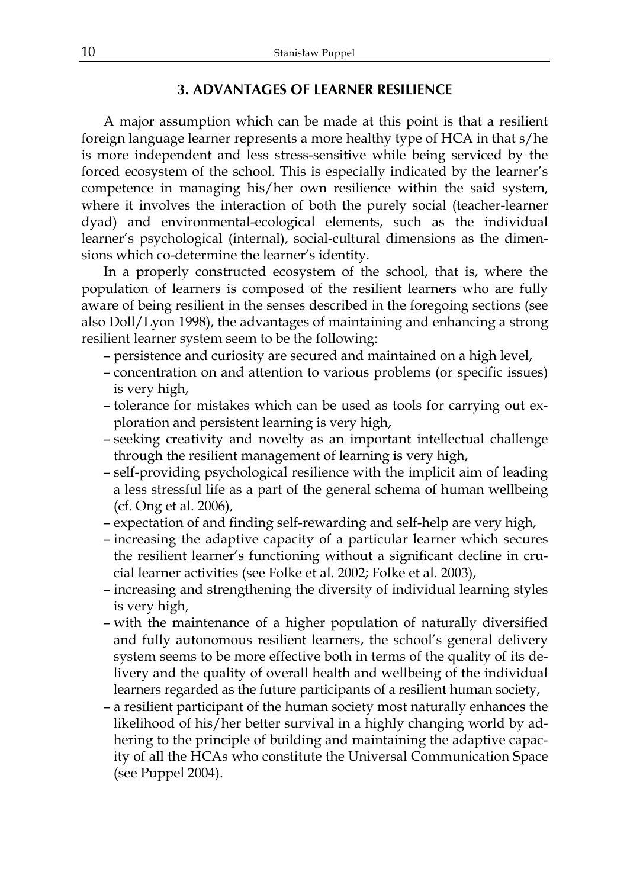## 3. ADVANTAGES OF LEARNER RESILIENCE

A major assumption which can be made at this point is that a resilient foreign language learner represents a more healthy type of HCA in that s/he is more independent and less stress-sensitive while being serviced by the forced ecosystem of the school. This is especially indicated by the learner's competence in managing his/her own resilience within the said system, where it involves the interaction of both the purely social (teacher-learner dyad) and environmental-ecological elements, such as the individual learner's psychological (internal), social-cultural dimensions as the dimensions which co-determine the learner's identity.

In a properly constructed ecosystem of the school, that is, where the population of learners is composed of the resilient learners who are fully aware of being resilient in the senses described in the foregoing sections (see also Doll/Lyon 1998), the advantages of maintaining and enhancing a strong resilient learner system seem to be the following:

- persistence and curiosity are secured and maintained on a high level,
- concentration on and attention to various problems (or specific issues) is very high,
- tolerance for mistakes which can be used as tools for carrying out exploration and persistent learning is very high,
- seeking creativity and novelty as an important intellectual challenge through the resilient management of learning is very high,
- self-providing psychological resilience with the implicit aim of leading a less stressful life as a part of the general schema of human wellbeing (cf. Ong et al. 2006),
- expectation of and finding self-rewarding and self-help are very high,
- increasing the adaptive capacity of a particular learner which secures the resilient learner's functioning without a significant decline in crucial learner activities (see Folke et al. 2002; Folke et al. 2003),
- increasing and strengthening the diversity of individual learning styles is very high,
- with the maintenance of a higher population of naturally diversified and fully autonomous resilient learners, the school's general delivery system seems to be more effective both in terms of the quality of its delivery and the quality of overall health and wellbeing of the individual learners regarded as the future participants of a resilient human society,
- a resilient participant of the human society most naturally enhances the likelihood of his/her better survival in a highly changing world by adhering to the principle of building and maintaining the adaptive capacity of all the HCAs who constitute the Universal Communication Space (see Puppel 2004).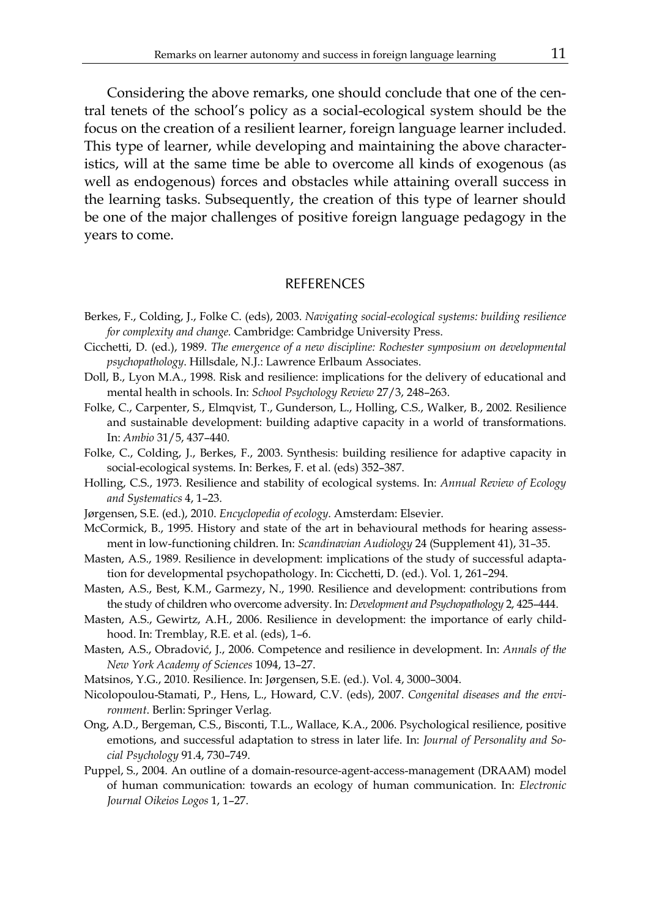Considering the above remarks, one should conclude that one of the central tenets of the school's policy as a social-ecological system should be the focus on the creation of a resilient learner, foreign language learner included. This type of learner, while developing and maintaining the above characteristics, will at the same time be able to overcome all kinds of exogenous (as well as endogenous) forces and obstacles while attaining overall success in the learning tasks. Subsequently, the creation of this type of learner should be one of the major challenges of positive foreign language pedagogy in the years to come.

## REFERENCES

Berkes, F., Colding, J., Folke C. (eds), 2003. *Navigating social-ecological systems: building resilience for complexity and change.* Cambridge: Cambridge University Press.

Cicchetti, D. (ed.), 1989. *The emergence of a new discipline: Rochester symposium on developmental psychopathology*. Hillsdale, N.J.: Lawrence Erlbaum Associates.

Doll, B., Lyon M.A., 1998. Risk and resilience: implications for the delivery of educational and mental health in schools. In: *School Psychology Review* 27/3, 248–263.

Folke, C., Carpenter, S., Elmqvist, T., Gunderson, L., Holling, C.S., Walker, B., 2002. Resilience and sustainable development: building adaptive capacity in a world of transformations. In: *Ambio* 31/5, 437–440.

Folke, C., Colding, J., Berkes, F., 2003. Synthesis: building resilience for adaptive capacity in social-ecological systems. In: Berkes, F. et al. (eds) 352–387.

Holling, C.S., 1973. Resilience and stability of ecological systems. In: *Annual Review of Ecology and Systematics* 4, 1–23.

Jørgensen, S.E. (ed.), 2010. *Encyclopedia of ecology*. Amsterdam: Elsevier.

McCormick, B., 1995. History and state of the art in behavioural methods for hearing assessment in low-functioning children. In: *Scandinavian Audiology* 24 (Supplement 41), 31–35.

Masten, A.S., 1989. Resilience in development: implications of the study of successful adaptation for developmental psychopathology. In: Cicchetti, D. (ed.). Vol. 1, 261–294.

Masten, A.S., Best, K.M., Garmezy, N., 1990. Resilience and development: contributions from the study of children who overcome adversity. In: *Development and Psychopathology* 2, 425–444.

Masten, A.S., Gewirtz, A.H., 2006. Resilience in development: the importance of early childhood. In: Tremblay, R.E. et al. (eds), 1–6.

Masten, A.S., Obradović, J., 2006. Competence and resilience in development. In: *Annals of the New York Academy of Sciences* 1094, 13–27.

Matsinos, Y.G., 2010. Resilience. In: Jørgensen, S.E. (ed.). Vol. 4, 3000–3004.

Nicolopoulou-Stamati, P., Hens, L., Howard, C.V. (eds), 2007. *Congenital diseases and the environment*. Berlin: Springer Verlag.

Ong, A.D., Bergeman, C.S., Bisconti, T.L., Wallace, K.A., 2006. Psychological resilience, positive emotions, and successful adaptation to stress in later life. In: *Journal of Personality and Social Psychology* 91.4, 730–749.

Puppel, S., 2004. An outline of a domain-resource-agent-access-management (DRAAM) model of human communication: towards an ecology of human communication. In: *Electronic Journal Oikeios Logos* 1, 1–27.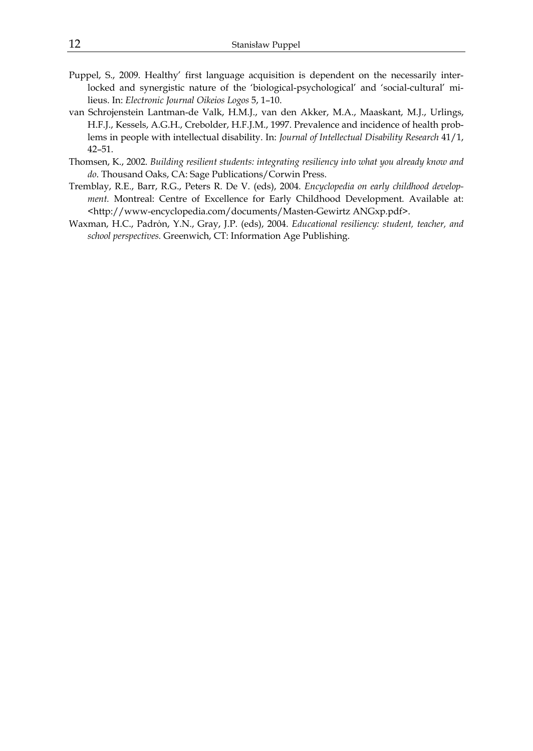Puppel, S., 2009. Healthy' first language acquisition is dependent on the necessarily interlocked and synergistic nature of the 'biological-psychological' and 'social-cultural' milieus. In: *Electronic Journal Oikeios Logos* 5, 1–10.

van Schrojenstein Lantman-de Valk, H.M.J., van den Akker, M.A., Maaskant, M.J., Urlings, H.F.J., Kessels, A.G.H., Crebolder, H.F.J.M., 1997. Prevalence and incidence of health problems in people with intellectual disability. In: *Journal of Intellectual Disability Research* 41/1, 42–51.

Thomsen, K., 2002. *Building resilient students: integrating resiliency into what you already know and do*. Thousand Oaks, CA: Sage Publications/Corwin Press.

Tremblay, R.E., Barr, R.G., Peters R. De V. (eds), 2004. *Encyclopedia on early childhood development.* Montreal: Centre of Excellence for Early Childhood Development. Available at: <http://www-encyclopedia.com/documents/Masten-Gewirtz ANGxp.pdf>.

Waxman, H.C., Padrón, Y.N., Gray, J.P. (eds), 2004. *Educational resiliency: student, teacher, and school perspectives.* Greenwich, CT: Information Age Publishing.